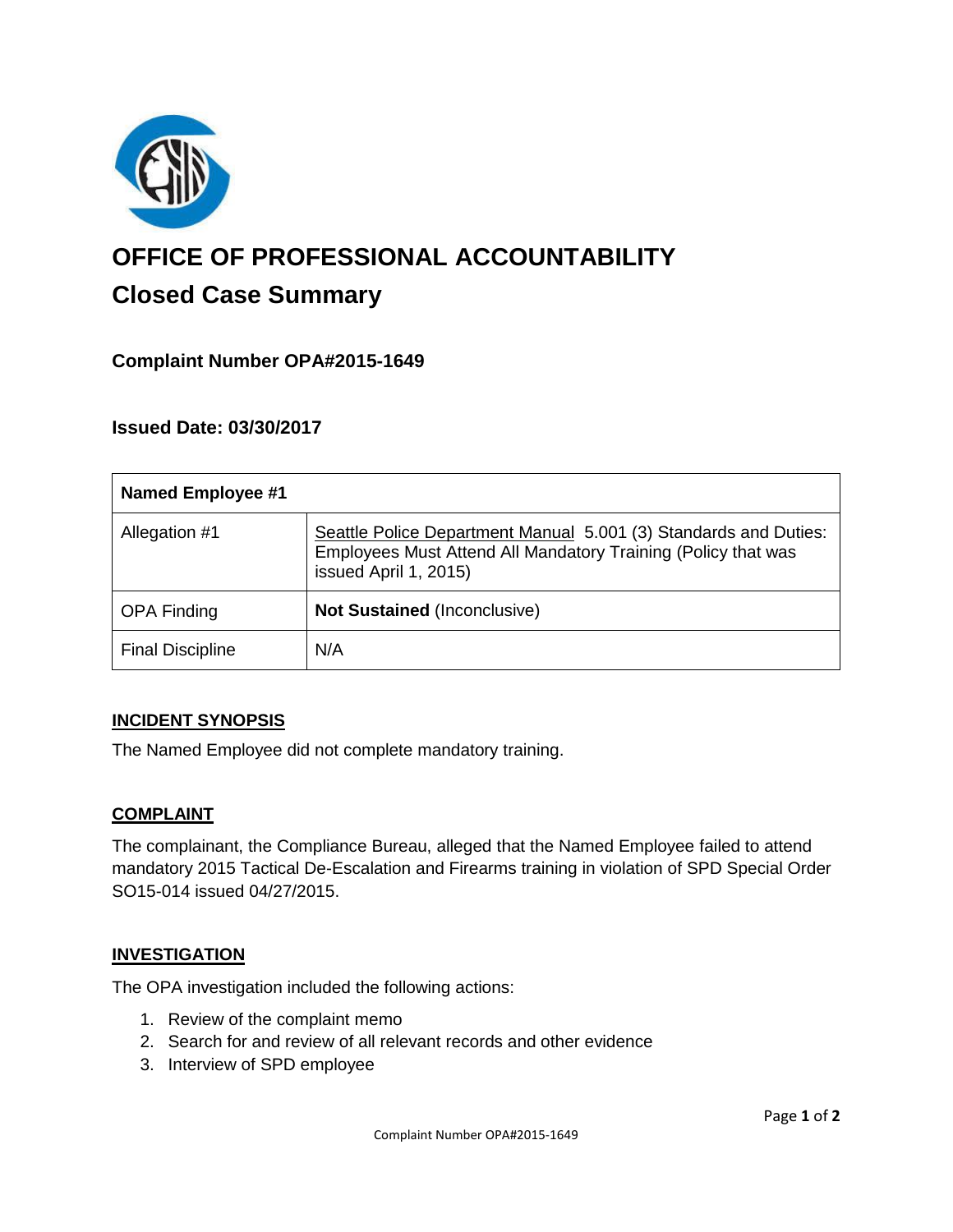# OFFICE OF PROFESSIONAL ACCOUNTABILITY

## Closed Case Summary

### Complaint Number OPA#2015-1649

### Issued Date: 03/30/2017

| Named Employee #1 | |
|---|---|
| Allegation #1 | Seattle Police Department Manual 5.001 (3) Standards and Duties: Employees Must Attend All Mandatory Training (Policy that was issued April 1, 2015) |
| OPA Finding | **Not Sustained** (Inconclusive) |
| Final Discipline | N/A |

### INCIDENT SYNOPSIS

The Named Employee did not complete mandatory training.

### COMPLAINT

The complainant, the Compliance Bureau, alleged that the Named Employee failed to attend mandatory 2015 Tactical De-Escalation and Firearms training in violation of SPD Special Order SO15-014 issued 04/27/2015.

### INVESTIGATION

The OPA investigation included the following actions:

1. Review of the complaint memo
2. Search for and review of all relevant records and other evidence
3. Interview of SPD employee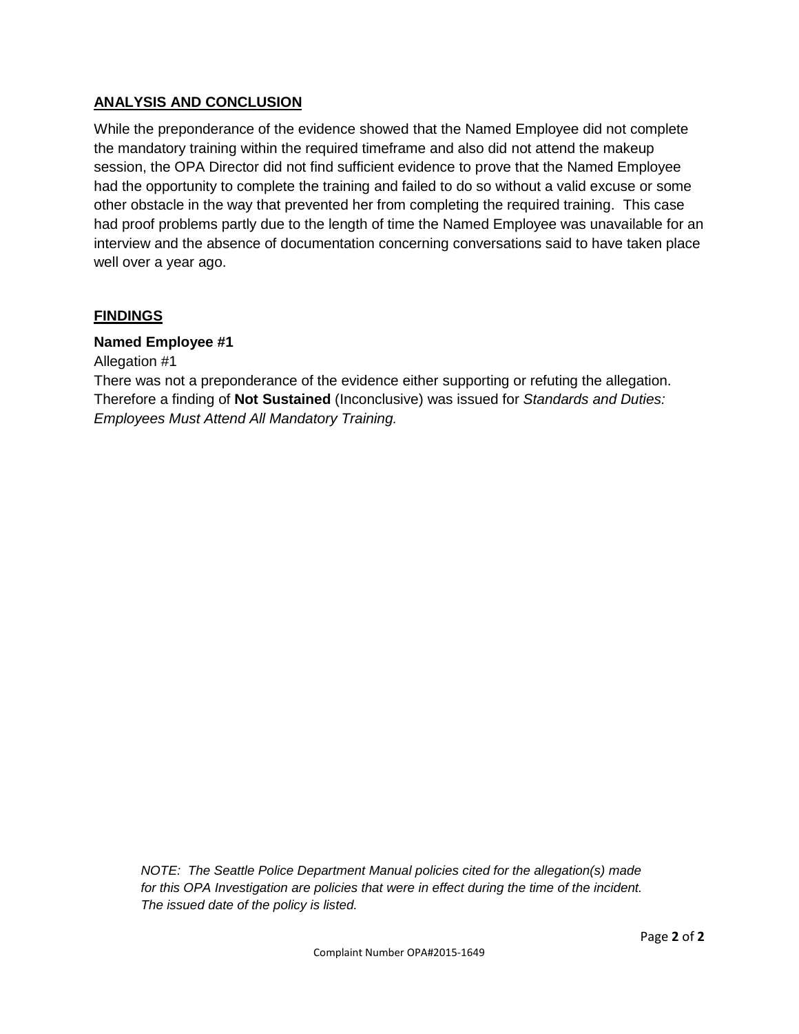## ANALYSIS AND CONCLUSION

While the preponderance of the evidence showed that the Named Employee did not complete the mandatory training within the required timeframe and also did not attend the makeup session, the OPA Director did not find sufficient evidence to prove that the Named Employee had the opportunity to complete the training and failed to do so without a valid excuse or some other obstacle in the way that prevented her from completing the required training. This case had proof problems partly due to the length of time the Named Employee was unavailable for an interview and the absence of documentation concerning conversations said to have taken place well over a year ago.

## FINDINGS

**Named Employee #1**

Allegation #1

There was not a preponderance of the evidence either supporting or refuting the allegation. Therefore a finding of **Not Sustained** (Inconclusive) was issued for *Standards and Duties: Employees Must Attend All Mandatory Training.*

*NOTE: The Seattle Police Department Manual policies cited for the allegation(s) made for this OPA Investigation are policies that were in effect during the time of the incident. The issued date of the policy is listed.*

Complaint Number OPA#2015-1649